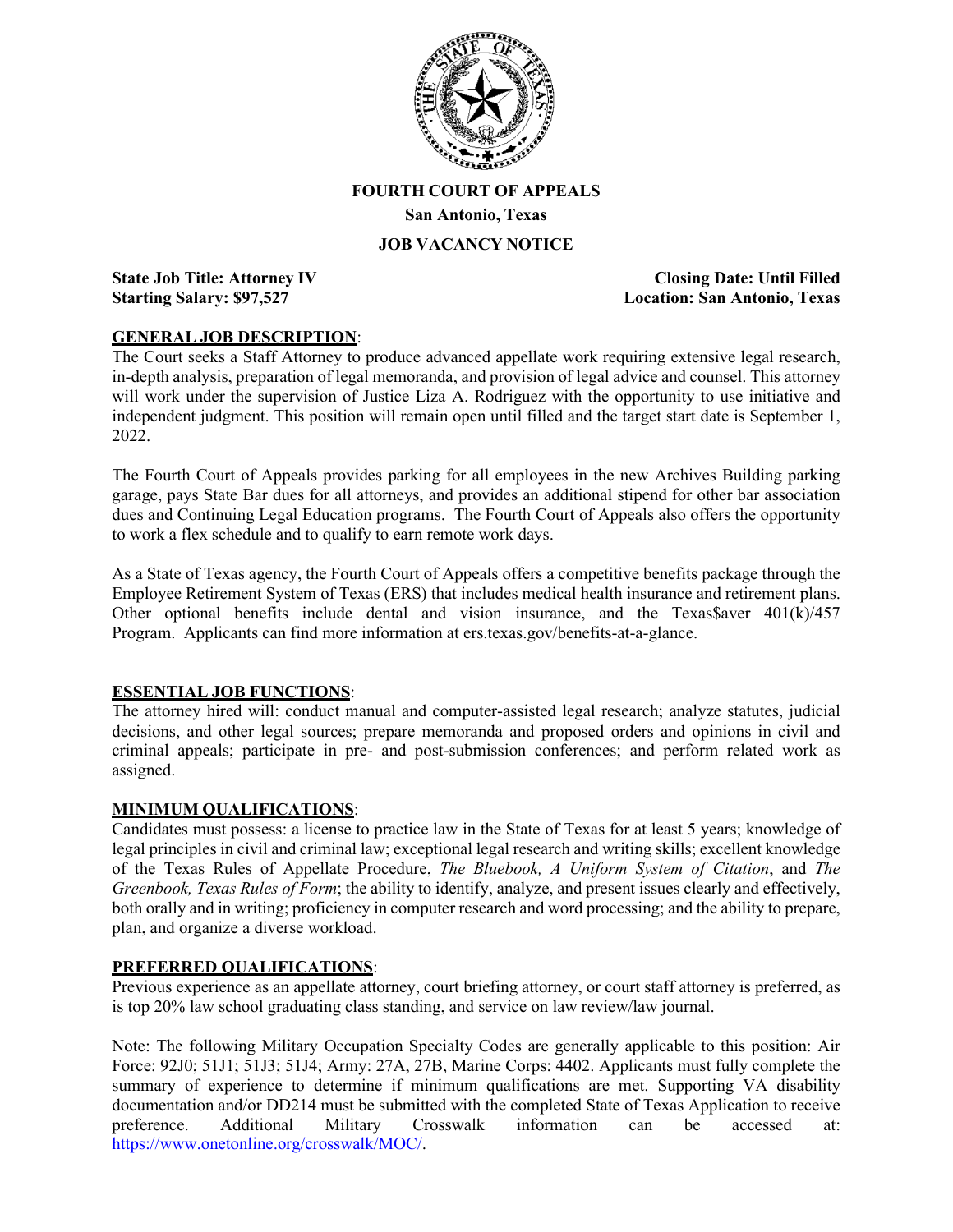**FOURTH COURT OF APPEALS**

**San Antonio, Texas**

**JOB VACANCY NOTICE**

**State Job Title: Attorney IV** | **Closing Date: Until Filled**

**Starting Salary: $97,527** | **Location: San Antonio, Texas**

## GENERAL JOB DESCRIPTION:

The Court seeks a Staff Attorney to produce advanced appellate work requiring extensive legal research, in-depth analysis, preparation of legal memoranda, and provision of legal advice and counsel. This attorney will work under the supervision of Justice Liza A. Rodriguez with the opportunity to use initiative and independent judgment. This position will remain open until filled and the target start date is September 1, 2022.

The Fourth Court of Appeals provides parking for all employees in the new Archives Building parking garage, pays State Bar dues for all attorneys, and provides an additional stipend for other bar association dues and Continuing Legal Education programs. The Fourth Court of Appeals also offers the opportunity to work a flex schedule and to qualify to earn remote work days.

As a State of Texas agency, the Fourth Court of Appeals offers a competitive benefits package through the Employee Retirement System of Texas (ERS) that includes medical health insurance and retirement plans. Other optional benefits include dental and vision insurance, and the Texa$aver 401(k)/457 Program. Applicants can find more information at ers.texas.gov/benefits-at-a-glance.

## ESSENTIAL JOB FUNCTIONS:

The attorney hired will: conduct manual and computer-assisted legal research; analyze statutes, judicial decisions, and other legal sources; prepare memoranda and proposed orders and opinions in civil and criminal appeals; participate in pre- and post-submission conferences; and perform related work as assigned.

## MINIMUM QUALIFICATIONS:

Candidates must possess: a license to practice law in the State of Texas for at least 5 years; knowledge of legal principles in civil and criminal law; exceptional legal research and writing skills; excellent knowledge of the Texas Rules of Appellate Procedure, *The Bluebook, A Uniform System of Citation*, and *The Greenbook, Texas Rules of Form*; the ability to identify, analyze, and present issues clearly and effectively, both orally and in writing; proficiency in computer research and word processing; and the ability to prepare, plan, and organize a diverse workload.

## PREFERRED QUALIFICATIONS:

Previous experience as an appellate attorney, court briefing attorney, or court staff attorney is preferred, as is top 20% law school graduating class standing, and service on law review/law journal.

Note: The following Military Occupation Specialty Codes are generally applicable to this position: Air Force: 92J0; 51J1; 51J3; 51J4; Army: 27A, 27B, Marine Corps: 4402. Applicants must fully complete the summary of experience to determine if minimum qualifications are met. Supporting VA disability documentation and/or DD214 must be submitted with the completed State of Texas Application to receive preference. Additional Military Crosswalk information can be accessed at: https://www.onetonline.org/crosswalk/MOC/.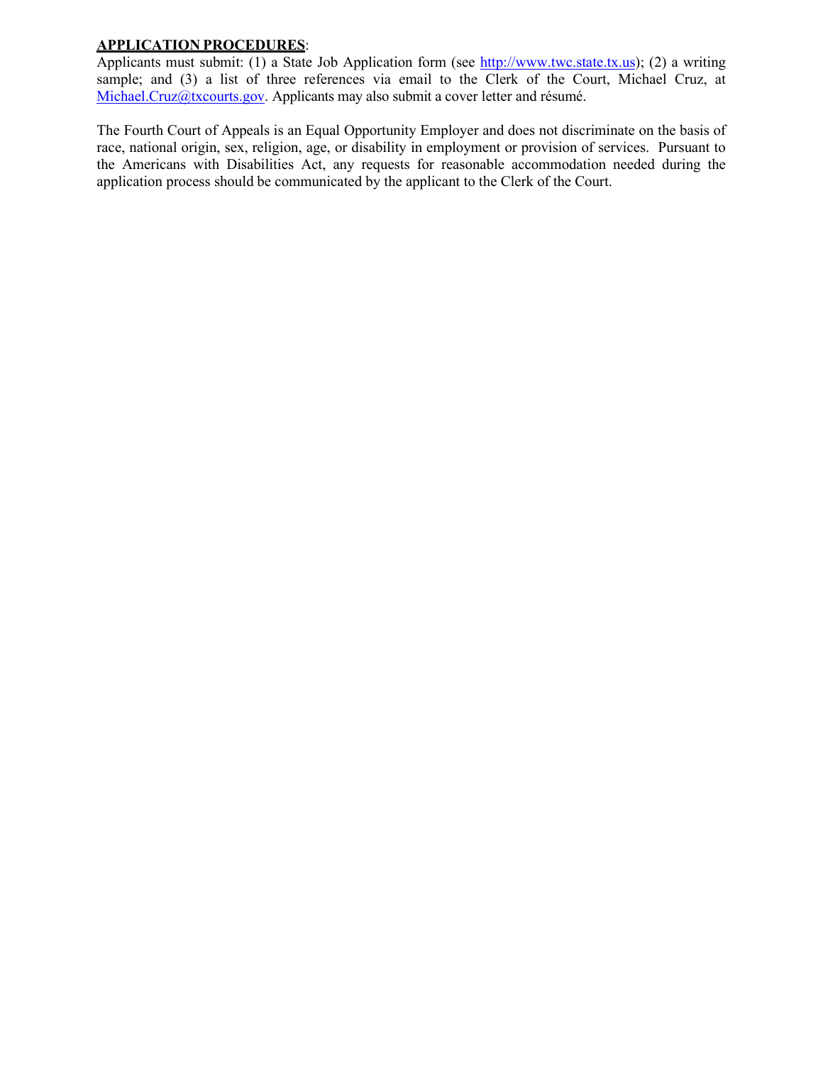**APPLICATION PROCEDURES**:

Applicants must submit: (1) a State Job Application form (see http://www.twc.state.tx.us); (2) a writing sample; and (3) a list of three references via email to the Clerk of the Court, Michael Cruz, at Michael.Cruz@txcourts.gov. Applicants may also submit a cover letter and résumé.

The Fourth Court of Appeals is an Equal Opportunity Employer and does not discriminate on the basis of race, national origin, sex, religion, age, or disability in employment or provision of services. Pursuant to the Americans with Disabilities Act, any requests for reasonable accommodation needed during the application process should be communicated by the applicant to the Clerk of the Court.